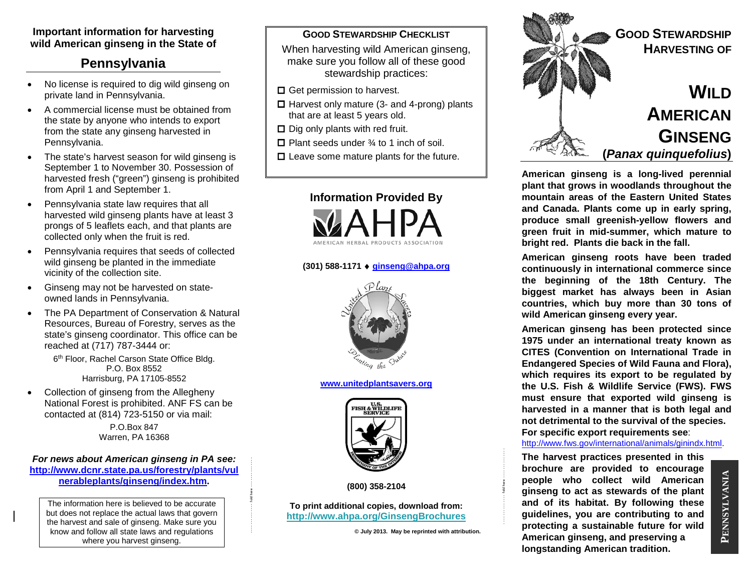**Important information for harvesting wild American ginseng in the State of**

## Pennsylvania

- No license is required to dig wild ginseng on private land in Pennsylvania.
- A commercial license must be obtained from the state by anyone who intends to export from the state any ginseng harvested in Pennsylvania.
- The state's harvest season for wild ginseng is September 1 to November 30. Possession of harvested fresh ("green") ginseng is prohibited from April 1 and September 1.
- Pennsylvania state law requires that all harvested wild ginseng plants have at least 3 prongs of 5 leaflets each, and that plants are collected only when the fruit is red.
- Pennsylvania requires that seeds of collected wild ginseng be planted in the immediate vicinity of the collection site.
- Ginseng may not be harvested on state-owned lands in Pennsylvania.
- The PA Department of Conservation & Natural Resources, Bureau of Forestry, serves as the state's ginseng coordinator. This office can be reached at (717) 787-3444 or:

  6th Floor, Rachel Carson State Office Bldg.
  P.O. Box 8552
  Harrisburg, PA 17105-8552
- Collection of ginseng from the Allegheny National Forest is prohibited. ANF FS can be contacted at (814) 723-5150 or via mail:

  P.O.Box 847
  Warren, PA 16368

***For news about American ginseng in PA see:***
**http://www.dcnr.state.pa.us/forestry/plants/vulnerableplants/ginseng/index.htm.**

The information here is believed to be accurate but does not replace the actual laws that govern the harvest and sale of ginseng. Make sure you know and follow all state laws and regulations where you harvest ginseng.

### GOOD STEWARDSHIP CHECKLIST

When harvesting wild American ginseng, make sure you follow all of these good stewardship practices:

- ☐ Get permission to harvest.
- ☐ Harvest only mature (3- and 4-prong) plants that are at least 5 years old.
- ☐ Dig only plants with red fruit.
- ☐ Plant seeds under ¾ to 1 inch of soil.
- ☐ Leave some mature plants for the future.

### Information Provided By

AHPA
AMERICAN HERBAL PRODUCTS ASSOCIATION

**(301) 588-1171 ♦ ginseng@ahpa.org**

United Plant Savers — Planting the Future

**www.unitedplantsavers.org**

U.S. Fish & Wildlife Service — Department of the Interior

**(800) 358-2104**

**To print additional copies, download from:**
**http://www.ahpa.org/GinsengBrochures**

**© July 2013. May be reprinted with attribution.**

# GOOD STEWARDSHIP HARVESTING OF WILD AMERICAN GINSENG (*Panax quinquefolius*)

**American ginseng is a long-lived perennial plant that grows in woodlands throughout the mountain areas of the Eastern United States and Canada. Plants come up in early spring, produce small greenish-yellow flowers and green fruit in mid-summer, which mature to bright red. Plants die back in the fall.**

**American ginseng roots have been traded continuously in international commerce since the beginning of the 18th Century. The biggest market has always been in Asian countries, which buy more than 30 tons of wild American ginseng every year.**

**American ginseng has been protected since 1975 under an international treaty known as CITES (Convention on International Trade in Endangered Species of Wild Fauna and Flora), which requires its export to be regulated by the U.S. Fish & Wildlife Service (FWS). FWS must ensure that exported wild ginseng is harvested in a manner that is both legal and not detrimental to the survival of the species. For specific export requirements see**: http://www.fws.gov/international/animals/ginindx.html.

**The harvest practices presented in this brochure are provided to encourage people who collect wild American ginseng to act as stewards of the plant and of its habitat. By following these guidelines, you are contributing to and protecting a sustainable future for wild American ginseng, and preserving a longstanding American tradition.**

PENNSYLVANIA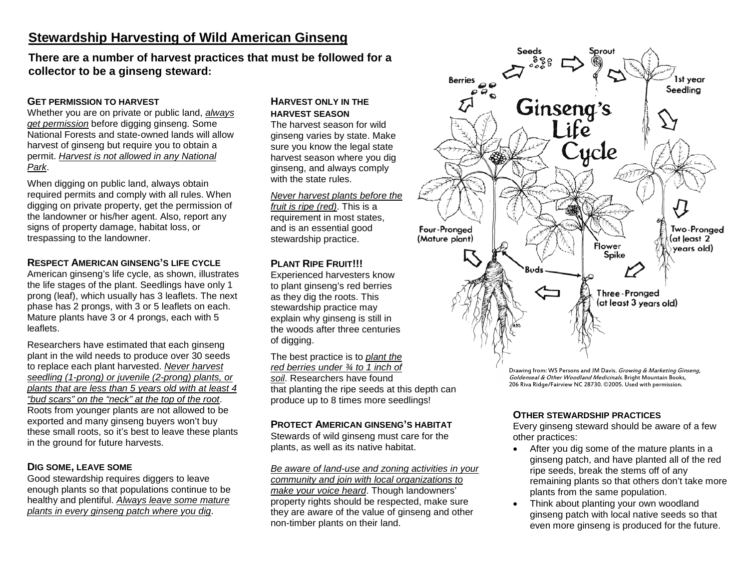## Stewardship Harvesting of Wild American Ginseng

**There are a number of harvest practices that must be followed for a collector to be a ginseng steward:**

### GET PERMISSION TO HARVEST

Whether you are on private or public land, *always get permission* before digging ginseng. Some National Forests and state-owned lands will allow harvest of ginseng but require you to obtain a permit. *Harvest is not allowed in any National Park*.

When digging on public land, always obtain required permits and comply with all rules. When digging on private property, get the permission of the landowner or his/her agent. Also, report any signs of property damage, habitat loss, or trespassing to the landowner.

### RESPECT AMERICAN GINSENG'S LIFE CYCLE

American ginseng's life cycle, as shown, illustrates the life stages of the plant. Seedlings have only 1 prong (leaf), which usually has 3 leaflets. The next phase has 2 prongs, with 3 or 5 leaflets on each. Mature plants have 3 or 4 prongs, each with 5 leaflets.

Researchers have estimated that each ginseng plant in the wild needs to produce over 30 seeds to replace each plant harvested. *Never harvest seedling (1-prong) or juvenile (2-prong) plants, or plants that are less than 5 years old with at least 4 "bud scars" on the "neck" at the top of the root*. Roots from younger plants are not allowed to be exported and many ginseng buyers won't buy these small roots, so it's best to leave these plants in the ground for future harvests.

### DIG SOME, LEAVE SOME

Good stewardship requires diggers to leave enough plants so that populations continue to be healthy and plentiful. *Always leave some mature plants in every ginseng patch where you dig*.

### HARVEST ONLY IN THE HARVEST SEASON

The harvest season for wild ginseng varies by state. Make sure you know the legal state harvest season where you dig ginseng, and always comply with the state rules.

*Never harvest plants before the fruit is ripe (red)*. This is a requirement in most states, and is an essential good stewardship practice.

### PLANT RIPE FRUIT!!!

Experienced harvesters know to plant ginseng's red berries as they dig the roots. This stewardship practice may explain why ginseng is still in the woods after three centuries of digging.

The best practice is to *plant the red berries under ¾ to 1 inch of soil*. Researchers have found that planting the ripe seeds at this depth can produce up to 8 times more seedlings!

### PROTECT AMERICAN GINSENG'S HABITAT

Stewards of wild ginseng must care for the plants, as well as its native habitat.

*Be aware of land-use and zoning activities in your community and join with local organizations to make your voice heard*. Though landowners' property rights should be respected, make sure they are aware of the value of ginseng and other non-timber plants on their land.

Ginseng's Life Cycle

Seeds

Sprout

1st year Seedling

Two-Pronged (at least 2 years old)

Flower Spike

Three-Pronged (at least 3 years old)

Buds

Four-Pronged (Mature plant)

Berries

Drawing from: WS Persons and JM Davis. *Growing & Marketing Ginseng, Goldenseal & Other Woodland Medicinals*. Bright Mountain Books, 206 Riva Ridge/Fairview NC 28730. ©2005. Used with permission.

### OTHER STEWARDSHIP PRACTICES

Every ginseng steward should be aware of a few other practices:

- After you dig some of the mature plants in a ginseng patch, and have planted all of the red ripe seeds, break the stems off of any remaining plants so that others don't take more plants from the same population.
- Think about planting your own woodland ginseng patch with local native seeds so that even more ginseng is produced for the future.